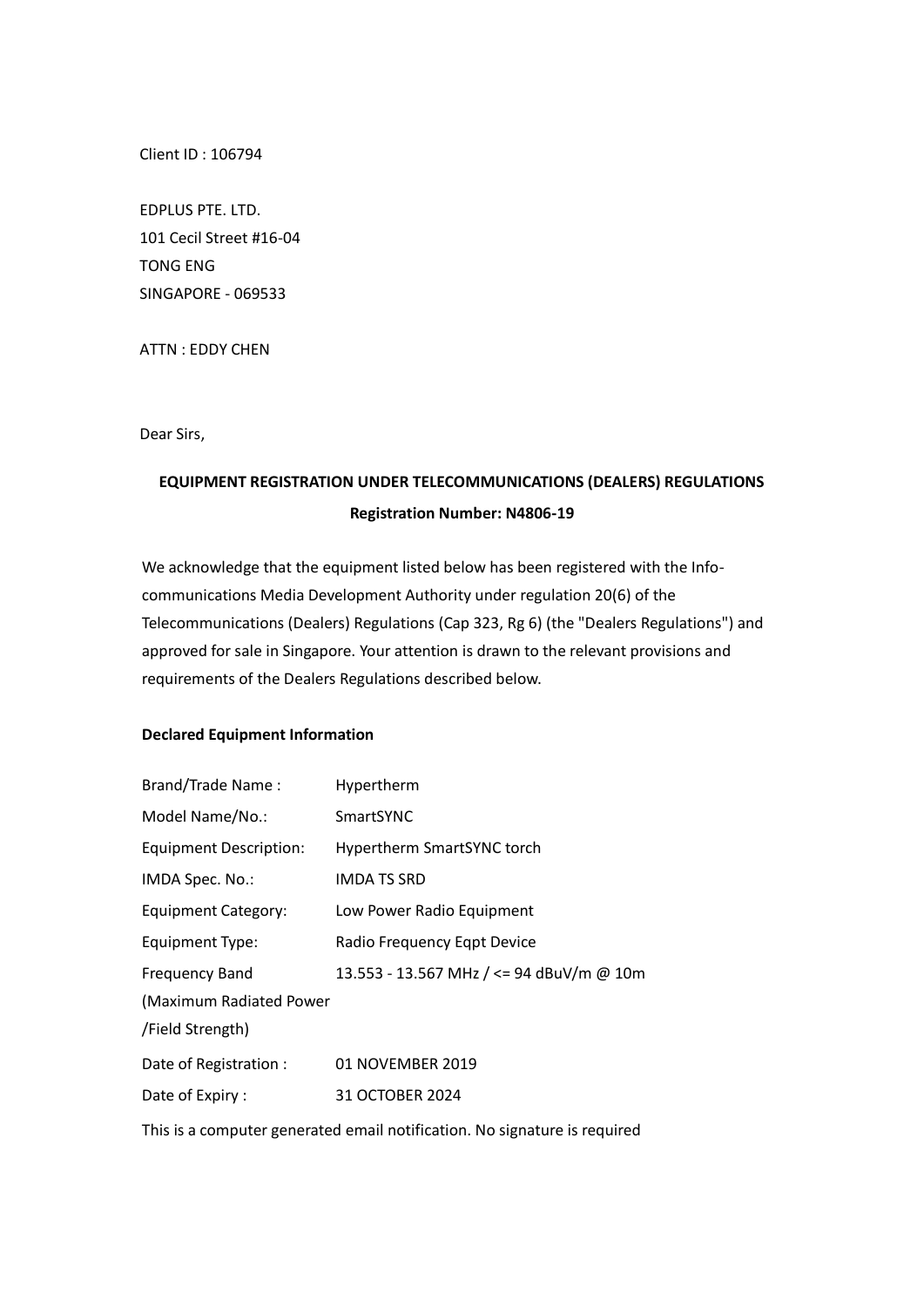Client ID : 106794

EDPLUS PTE. LTD.
101 Cecil Street #16-04
TONG ENG
SINGAPORE - 069533

ATTN : EDDY CHEN

Dear Sirs,

**EQUIPMENT REGISTRATION UNDER TELECOMMUNICATIONS (DEALERS) REGULATIONS**

**Registration Number: N4806-19**

We acknowledge that the equipment listed below has been registered with the Info-communications Media Development Authority under regulation 20(6) of the Telecommunications (Dealers) Regulations (Cap 323, Rg 6) (the "Dealers Regulations") and approved for sale in Singapore. Your attention is drawn to the relevant provisions and requirements of the Dealers Regulations described below.

**Declared Equipment Information**

| | |
|---|---|
| Brand/Trade Name : | Hypertherm |
| Model Name/No.: | SmartSYNC |
| Equipment Description: | Hypertherm SmartSYNC torch |
| IMDA Spec. No.: | IMDA TS SRD |
| Equipment Category: | Low Power Radio Equipment |
| Equipment Type: | Radio Frequency Eqpt Device |
| Frequency Band (Maximum Radiated Power /Field Strength) | 13.553 - 13.567 MHz / <= 94 dBuV/m @ 10m |
| Date of Registration : | 01 NOVEMBER 2019 |
| Date of Expiry : | 31 OCTOBER 2024 |

This is a computer generated email notification. No signature is required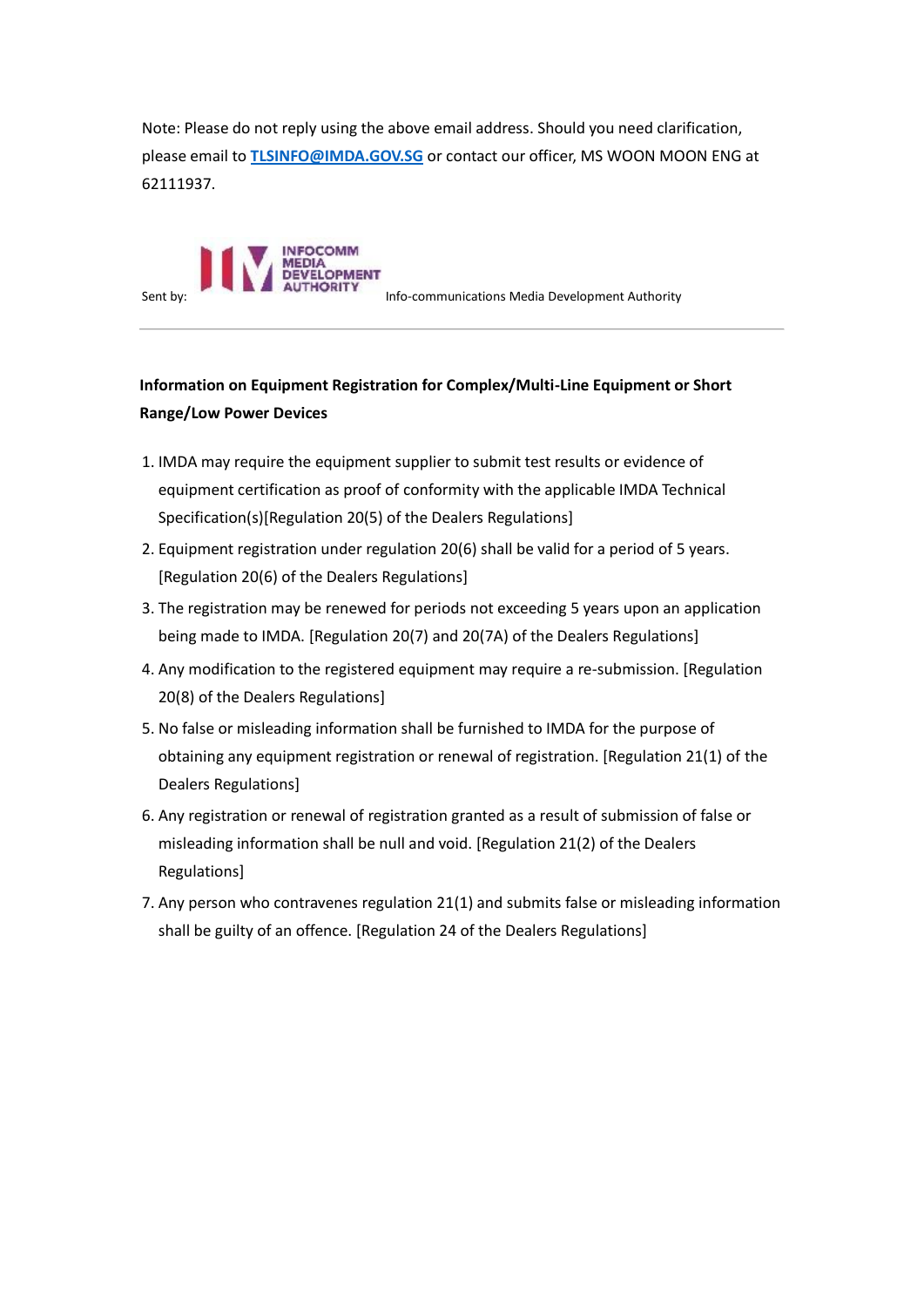Note: Please do not reply using the above email address. Should you need clarification, please email to **TLSINFO@IMDA.GOV.SG** or contact our officer, MS WOON MOON ENG at 62111937.

Sent by: INFOCOMM MEDIA DEVELOPMENT AUTHORITY Info-communications Media Development Authority

---

**Information on Equipment Registration for Complex/Multi-Line Equipment or Short Range/Low Power Devices**

1. IMDA may require the equipment supplier to submit test results or evidence of equipment certification as proof of conformity with the applicable IMDA Technical Specification(s)[Regulation 20(5) of the Dealers Regulations]
2. Equipment registration under regulation 20(6) shall be valid for a period of 5 years. [Regulation 20(6) of the Dealers Regulations]
3. The registration may be renewed for periods not exceeding 5 years upon an application being made to IMDA. [Regulation 20(7) and 20(7A) of the Dealers Regulations]
4. Any modification to the registered equipment may require a re-submission. [Regulation 20(8) of the Dealers Regulations]
5. No false or misleading information shall be furnished to IMDA for the purpose of obtaining any equipment registration or renewal of registration. [Regulation 21(1) of the Dealers Regulations]
6. Any registration or renewal of registration granted as a result of submission of false or misleading information shall be null and void. [Regulation 21(2) of the Dealers Regulations]
7. Any person who contravenes regulation 21(1) and submits false or misleading information shall be guilty of an offence. [Regulation 24 of the Dealers Regulations]